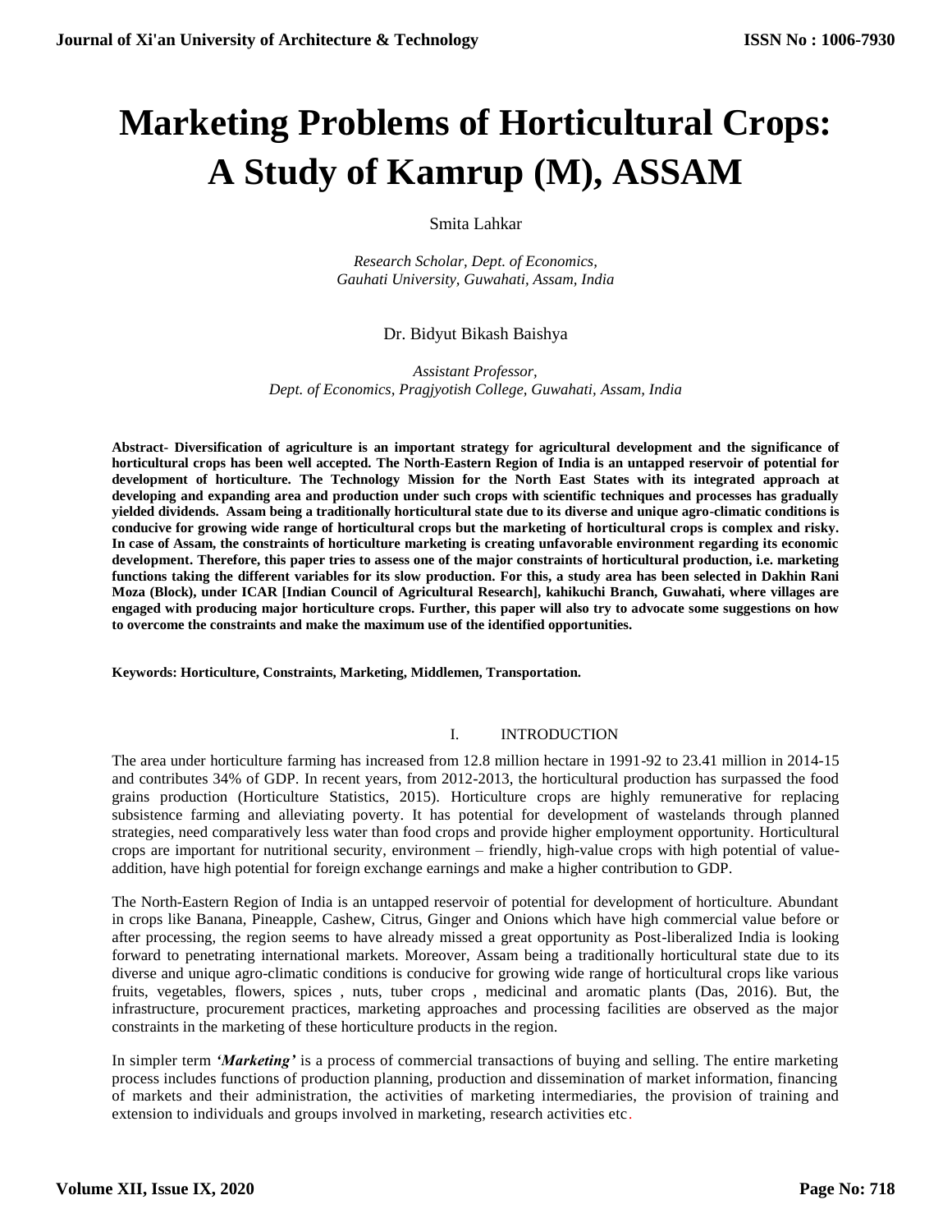# Marketing Problems of Horticultural Crops: A Study of Kamrup (M), ASSAM

Smita Lahkar

*Research Scholar, Dept. of Economics, Gauhati University, Guwahati, Assam, India*

Dr. Bidyut Bikash Baishya

*Assistant Professor, Dept. of Economics, Pragjyotish College, Guwahati, Assam, India*

**Abstract- Diversification of agriculture is an important strategy for agricultural development and the significance of horticultural crops has been well accepted. The North-Eastern Region of India is an untapped reservoir of potential for development of horticulture. The Technology Mission for the North East States with its integrated approach at developing and expanding area and production under such crops with scientific techniques and processes has gradually yielded dividends. Assam being a traditionally horticultural state due to its diverse and unique agro-climatic conditions is conducive for growing wide range of horticultural crops but the marketing of horticultural crops is complex and risky. In case of Assam, the constraints of horticulture marketing is creating unfavorable environment regarding its economic development. Therefore, this paper tries to assess one of the major constraints of horticultural production, i.e. marketing functions taking the different variables for its slow production. For this, a study area has been selected in Dakhin Rani Moza (Block), under ICAR [Indian Council of Agricultural Research], kahikuchi Branch, Guwahati, where villages are engaged with producing major horticulture crops. Further, this paper will also try to advocate some suggestions on how to overcome the constraints and make the maximum use of the identified opportunities.**

**Keywords: Horticulture, Constraints, Marketing, Middlemen, Transportation.**

## I. INTRODUCTION

The area under horticulture farming has increased from 12.8 million hectare in 1991-92 to 23.41 million in 2014-15 and contributes 34% of GDP. In recent years, from 2012-2013, the horticultural production has surpassed the food grains production (Horticulture Statistics, 2015). Horticulture crops are highly remunerative for replacing subsistence farming and alleviating poverty. It has potential for development of wastelands through planned strategies, need comparatively less water than food crops and provide higher employment opportunity. Horticultural crops are important for nutritional security, environment – friendly, high-value crops with high potential of value-addition, have high potential for foreign exchange earnings and make a higher contribution to GDP.

The North-Eastern Region of India is an untapped reservoir of potential for development of horticulture. Abundant in crops like Banana, Pineapple, Cashew, Citrus, Ginger and Onions which have high commercial value before or after processing, the region seems to have already missed a great opportunity as Post-liberalized India is looking forward to penetrating international markets. Moreover, Assam being a traditionally horticultural state due to its diverse and unique agro-climatic conditions is conducive for growing wide range of horticultural crops like various fruits, vegetables, flowers, spices , nuts, tuber crops , medicinal and aromatic plants (Das, 2016). But, the infrastructure, procurement practices, marketing approaches and processing facilities are observed as the major constraints in the marketing of these horticulture products in the region.

In simpler term ***'Marketing'*** is a process of commercial transactions of buying and selling. The entire marketing process includes functions of production planning, production and dissemination of market information, financing of markets and their administration, the activities of marketing intermediaries, the provision of training and extension to individuals and groups involved in marketing, research activities etc.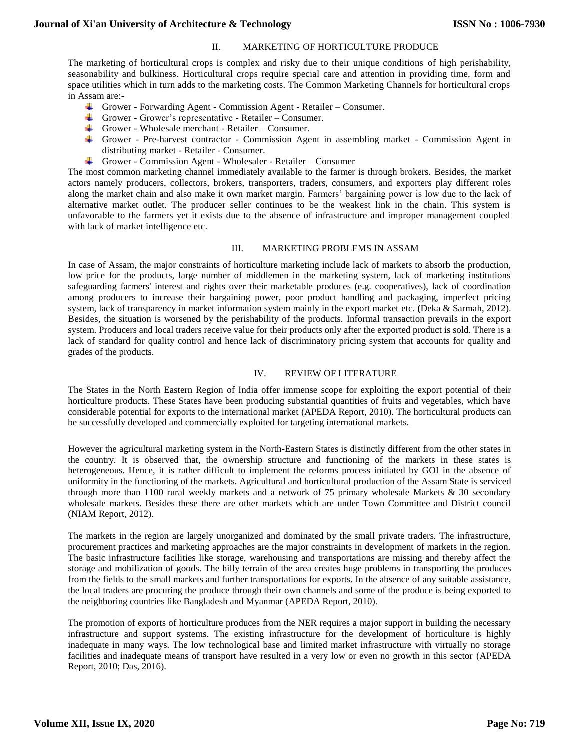## II. MARKETING OF HORTICULTURE PRODUCE

The marketing of horticultural crops is complex and risky due to their unique conditions of high perishability, seasonability and bulkiness. Horticultural crops require special care and attention in providing time, form and space utilities which in turn adds to the marketing costs. The Common Marketing Channels for horticultural crops in Assam are:-

- Grower - Forwarding Agent - Commission Agent - Retailer – Consumer.
- Grower - Grower's representative - Retailer – Consumer.
- Grower - Wholesale merchant - Retailer – Consumer.
- Grower - Pre-harvest contractor - Commission Agent in assembling market - Commission Agent in distributing market - Retailer - Consumer.
- Grower - Commission Agent - Wholesaler - Retailer – Consumer

The most common marketing channel immediately available to the farmer is through brokers. Besides, the market actors namely producers, collectors, brokers, transporters, traders, consumers, and exporters play different roles along the market chain and also make it own market margin. Farmers' bargaining power is low due to the lack of alternative market outlet. The producer seller continues to be the weakest link in the chain. This system is unfavorable to the farmers yet it exists due to the absence of infrastructure and improper management coupled with lack of market intelligence etc.

## III. MARKETING PROBLEMS IN ASSAM

In case of Assam, the major constraints of horticulture marketing include lack of markets to absorb the production, low price for the products, large number of middlemen in the marketing system, lack of marketing institutions safeguarding farmers' interest and rights over their marketable produces (e.g. cooperatives), lack of coordination among producers to increase their bargaining power, poor product handling and packaging, imperfect pricing system, lack of transparency in market information system mainly in the export market etc. **(**Deka & Sarmah, 2012). Besides, the situation is worsened by the perishability of the products. Informal transaction prevails in the export system. Producers and local traders receive value for their products only after the exported product is sold. There is a lack of standard for quality control and hence lack of discriminatory pricing system that accounts for quality and grades of the products.

## IV. REVIEW OF LITERATURE

The States in the North Eastern Region of India offer immense scope for exploiting the export potential of their horticulture products. These States have been producing substantial quantities of fruits and vegetables, which have considerable potential for exports to the international market (APEDA Report, 2010). The horticultural products can be successfully developed and commercially exploited for targeting international markets.

However the agricultural marketing system in the North-Eastern States is distinctly different from the other states in the country. It is observed that, the ownership structure and functioning of the markets in these states is heterogeneous. Hence, it is rather difficult to implement the reforms process initiated by GOI in the absence of uniformity in the functioning of the markets. Agricultural and horticultural production of the Assam State is serviced through more than 1100 rural weekly markets and a network of 75 primary wholesale Markets & 30 secondary wholesale markets. Besides these there are other markets which are under Town Committee and District council (NIAM Report, 2012).

The markets in the region are largely unorganized and dominated by the small private traders. The infrastructure, procurement practices and marketing approaches are the major constraints in development of markets in the region. The basic infrastructure facilities like storage, warehousing and transportations are missing and thereby affect the storage and mobilization of goods. The hilly terrain of the area creates huge problems in transporting the produces from the fields to the small markets and further transportations for exports. In the absence of any suitable assistance, the local traders are procuring the produce through their own channels and some of the produce is being exported to the neighboring countries like Bangladesh and Myanmar (APEDA Report, 2010).

The promotion of exports of horticulture produces from the NER requires a major support in building the necessary infrastructure and support systems. The existing infrastructure for the development of horticulture is highly inadequate in many ways. The low technological base and limited market infrastructure with virtually no storage facilities and inadequate means of transport have resulted in a very low or even no growth in this sector (APEDA Report, 2010; Das, 2016).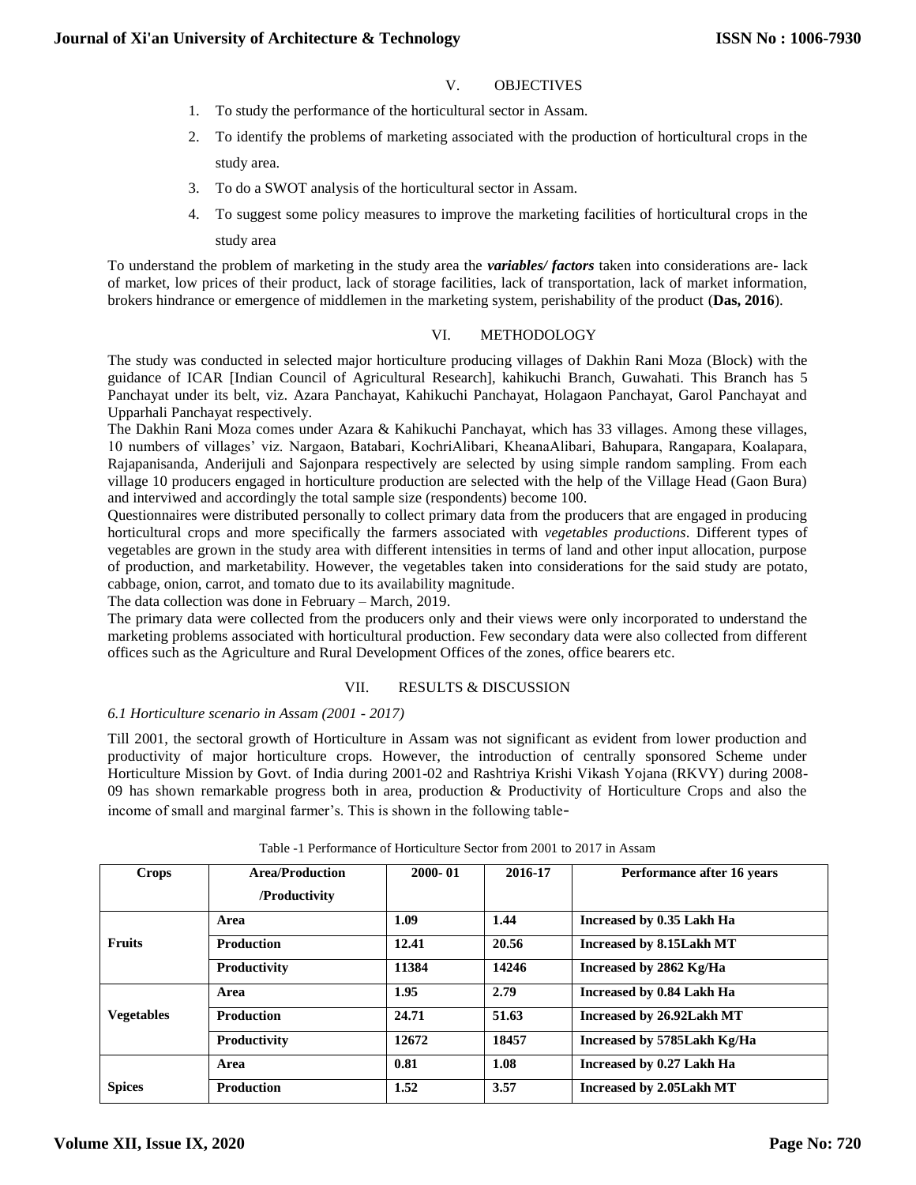## V. OBJECTIVES

1. To study the performance of the horticultural sector in Assam.
2. To identify the problems of marketing associated with the production of horticultural crops in the study area.
3. To do a SWOT analysis of the horticultural sector in Assam.
4. To suggest some policy measures to improve the marketing facilities of horticultural crops in the study area

To understand the problem of marketing in the study area the ***variables/ factors*** taken into considerations are- lack of market, low prices of their product, lack of storage facilities, lack of transportation, lack of market information, brokers hindrance or emergence of middlemen in the marketing system, perishability of the product (**Das, 2016**).

## VI. METHODOLOGY

The study was conducted in selected major horticulture producing villages of Dakhin Rani Moza (Block) with the guidance of ICAR [Indian Council of Agricultural Research], kahikuchi Branch, Guwahati. This Branch has 5 Panchayat under its belt, viz. Azara Panchayat, Kahikuchi Panchayat, Holagaon Panchayat, Garol Panchayat and Upparhali Panchayat respectively.

The Dakhin Rani Moza comes under Azara & Kahikuchi Panchayat, which has 33 villages. Among these villages, 10 numbers of villages' viz. Nargaon, Batabari, KochriAlibari, KheanaAlibari, Bahupara, Rangapara, Koalapara, Rajapanisanda, Anderijuli and Sajonpara respectively are selected by using simple random sampling. From each village 10 producers engaged in horticulture production are selected with the help of the Village Head (Gaon Bura) and interviwed and accordingly the total sample size (respondents) become 100.

Questionnaires were distributed personally to collect primary data from the producers that are engaged in producing horticultural crops and more specifically the farmers associated with *vegetables productions*. Different types of vegetables are grown in the study area with different intensities in terms of land and other input allocation, purpose of production, and marketability. However, the vegetables taken into considerations for the said study are potato, cabbage, onion, carrot, and tomato due to its availability magnitude.

The data collection was done in February – March, 2019.

The primary data were collected from the producers only and their views were only incorporated to understand the marketing problems associated with horticultural production. Few secondary data were also collected from different offices such as the Agriculture and Rural Development Offices of the zones, office bearers etc.

## VII. RESULTS & DISCUSSION

*6.1 Horticulture scenario in Assam (2001 - 2017)*

Till 2001, the sectoral growth of Horticulture in Assam was not significant as evident from lower production and productivity of major horticulture crops. However, the introduction of centrally sponsored Scheme under Horticulture Mission by Govt. of India during 2001-02 and Rashtriya Krishi Vikash Yojana (RKVY) during 2008-09 has shown remarkable progress both in area, production & Productivity of Horticulture Crops and also the income of small and marginal farmer's. This is shown in the following table-

Table -1 Performance of Horticulture Sector from 2001 to 2017 in Assam

| Crops | Area/Production /Productivity | 2000- 01 | 2016-17 | Performance after 16 years |
|---|---|---|---|---|
| Fruits | Area | 1.09 | 1.44 | Increased by 0.35 Lakh Ha |
| | Production | 12.41 | 20.56 | Increased by 8.15Lakh MT |
| | Productivity | 11384 | 14246 | Increased by 2862 Kg/Ha |
| Vegetables | Area | 1.95 | 2.79 | Increased by 0.84 Lakh Ha |
| | Production | 24.71 | 51.63 | Increased by 26.92Lakh MT |
| | Productivity | 12672 | 18457 | Increased by 5785Lakh Kg/Ha |
| Spices | Area | 0.81 | 1.08 | Increased by 0.27 Lakh Ha |
| | Production | 1.52 | 3.57 | Increased by 2.05Lakh MT |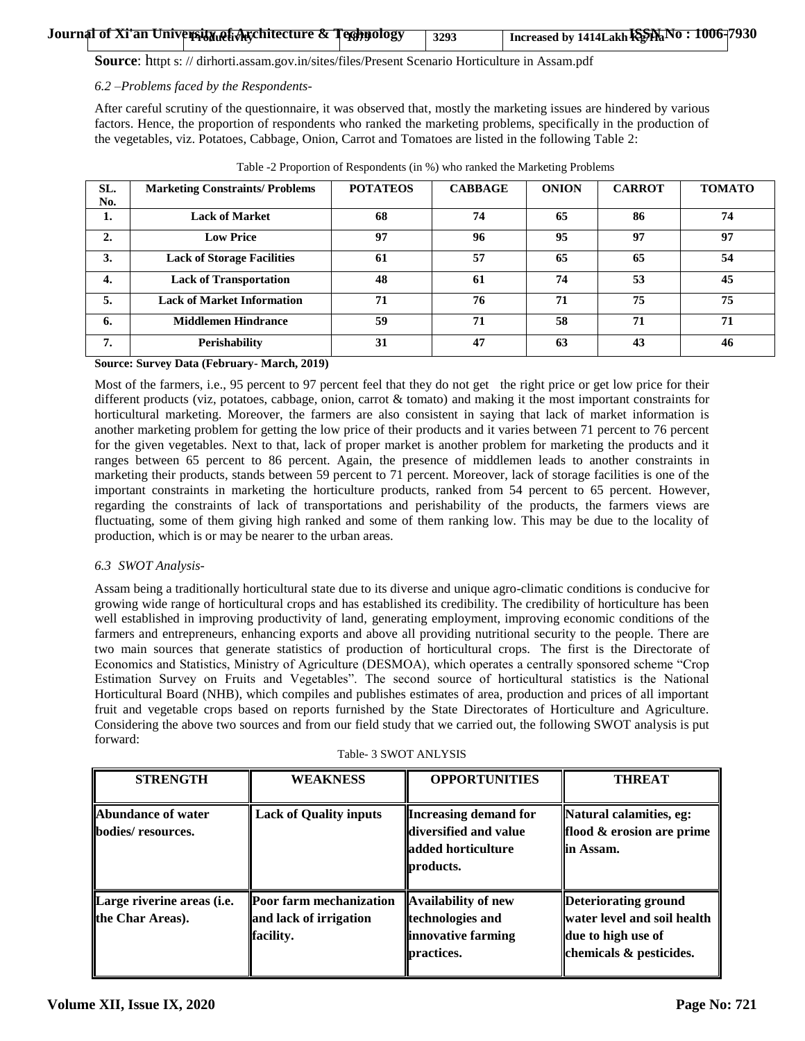| Productivity | 1879 | 3293 | Increased by 1414Lakh Kg/Ha |
|---|---|---|---|

**Source**: httpt s: // dirhorti.assam.gov.in/sites/files/Present Scenario Horticulture in Assam.pdf

*6.2 –Problems faced by the Respondents-*

After careful scrutiny of the questionnaire, it was observed that, mostly the marketing issues are hindered by various factors. Hence, the proportion of respondents who ranked the marketing problems, specifically in the production of the vegetables, viz. Potatoes, Cabbage, Onion, Carrot and Tomatoes are listed in the following Table 2:

Table -2 Proportion of Respondents (in %) who ranked the Marketing Problems

| SL. No. | Marketing Constraints/ Problems | POTATEOS | CABBAGE | ONION | CARROT | TOMATO |
|---|---|---|---|---|---|---|
| 1. | Lack of Market | 68 | 74 | 65 | 86 | 74 |
| 2. | Low Price | 97 | 96 | 95 | 97 | 97 |
| 3. | Lack of Storage Facilities | 61 | 57 | 65 | 65 | 54 |
| 4. | Lack of Transportation | 48 | 61 | 74 | 53 | 45 |
| 5. | Lack of Market Information | 71 | 76 | 71 | 75 | 75 |
| 6. | Middlemen Hindrance | 59 | 71 | 58 | 71 | 71 |
| 7. | Perishability | 31 | 47 | 63 | 43 | 46 |

**Source: Survey Data (February- March, 2019)**

Most of the farmers, i.e., 95 percent to 97 percent feel that they do not get the right price or get low price for their different products (viz, potatoes, cabbage, onion, carrot & tomato) and making it the most important constraints for horticultural marketing. Moreover, the farmers are also consistent in saying that lack of market information is another marketing problem for getting the low price of their products and it varies between 71 percent to 76 percent for the given vegetables. Next to that, lack of proper market is another problem for marketing the products and it ranges between 65 percent to 86 percent. Again, the presence of middlemen leads to another constraints in marketing their products, stands between 59 percent to 71 percent. Moreover, lack of storage facilities is one of the important constraints in marketing the horticulture products, ranked from 54 percent to 65 percent. However, regarding the constraints of lack of transportations and perishability of the products, the farmers views are fluctuating, some of them giving high ranked and some of them ranking low. This may be due to the locality of production, which is or may be nearer to the urban areas.

*6.3 SWOT Analysis-*

Assam being a traditionally horticultural state due to its diverse and unique agro-climatic conditions is conducive for growing wide range of horticultural crops and has established its credibility. The credibility of horticulture has been well established in improving productivity of land, generating employment, improving economic conditions of the farmers and entrepreneurs, enhancing exports and above all providing nutritional security to the people. There are two main sources that generate statistics of production of horticultural crops. The first is the Directorate of Economics and Statistics, Ministry of Agriculture (DESMOA), which operates a centrally sponsored scheme "Crop Estimation Survey on Fruits and Vegetables". The second source of horticultural statistics is the National Horticultural Board (NHB), which compiles and publishes estimates of area, production and prices of all important fruit and vegetable crops based on reports furnished by the State Directorates of Horticulture and Agriculture. Considering the above two sources and from our field study that we carried out, the following SWOT analysis is put forward:

Table- 3 SWOT ANLYSIS

| STRENGTH | WEAKNESS | OPPORTUNITIES | THREAT |
|---|---|---|---|
| **Abundance of water bodies/ resources.** | **Lack of Quality inputs** | **Increasing demand for diversified and value added horticulture products.** | **Natural calamities, eg: flood & erosion are prime in Assam.** |
| **Large riverine areas (i.e. the Char Areas).** | **Poor farm mechanization and lack of irrigation facility.** | **Availability of new technologies and innovative farming practices.** | **Deteriorating ground water level and soil health due to high use of chemicals & pesticides.** |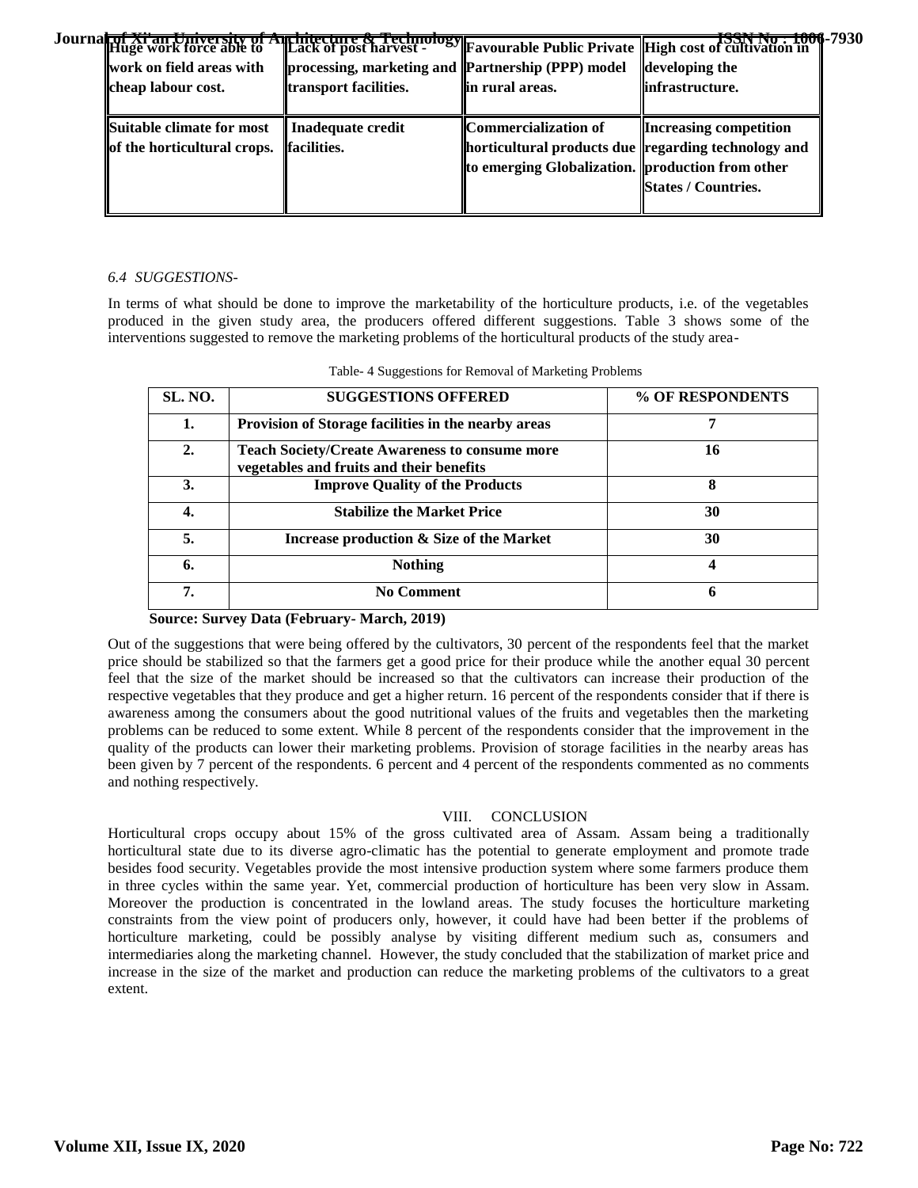| Huge work force able to work on field areas with cheap labour cost. | Lack of post harvest - processing, marketing and transport facilities. | Favourable Public Private Partnership (PPP) model in rural areas. | High cost of cultivation in developing the infrastructure. |
|---|---|---|---|
| Suitable climate for most of the horticultural crops. | Inadequate credit facilities. | Commercialization of horticultural products due to emerging Globalization. | Increasing competition regarding technology and production from other States / Countries. |

*6.4 SUGGESTIONS-*

In terms of what should be done to improve the marketability of the horticulture products, i.e. of the vegetables produced in the given study area, the producers offered different suggestions. Table 3 shows some of the interventions suggested to remove the marketing problems of the horticultural products of the study area-

Table- 4 Suggestions for Removal of Marketing Problems

| SL. NO. | SUGGESTIONS OFFERED | % OF RESPONDENTS |
|---|---|---|
| 1. | Provision of Storage facilities in the nearby areas | 7 |
| 2. | Teach Society/Create Awareness to consume more vegetables and fruits and their benefits | 16 |
| 3. | Improve Quality of the Products | 8 |
| 4. | Stabilize the Market Price | 30 |
| 5. | Increase production & Size of the Market | 30 |
| 6. | Nothing | 4 |
| 7. | No Comment | 6 |

**Source: Survey Data (February- March, 2019)**

Out of the suggestions that were being offered by the cultivators, 30 percent of the respondents feel that the market price should be stabilized so that the farmers get a good price for their produce while the another equal 30 percent feel that the size of the market should be increased so that the cultivators can increase their production of the respective vegetables that they produce and get a higher return. 16 percent of the respondents consider that if there is awareness among the consumers about the good nutritional values of the fruits and vegetables then the marketing problems can be reduced to some extent. While 8 percent of the respondents consider that the improvement in the quality of the products can lower their marketing problems. Provision of storage facilities in the nearby areas has been given by 7 percent of the respondents. 6 percent and 4 percent of the respondents commented as no comments and nothing respectively.

## VIII. CONCLUSION

Horticultural crops occupy about 15% of the gross cultivated area of Assam. Assam being a traditionally horticultural state due to its diverse agro-climatic has the potential to generate employment and promote trade besides food security. Vegetables provide the most intensive production system where some farmers produce them in three cycles within the same year. Yet, commercial production of horticulture has been very slow in Assam. Moreover the production is concentrated in the lowland areas. The study focuses the horticulture marketing constraints from the view point of producers only, however, it could have had been better if the problems of horticulture marketing, could be possibly analyse by visiting different medium such as, consumers and intermediaries along the marketing channel. However, the study concluded that the stabilization of market price and increase in the size of the market and production can reduce the marketing problems of the cultivators to a great extent.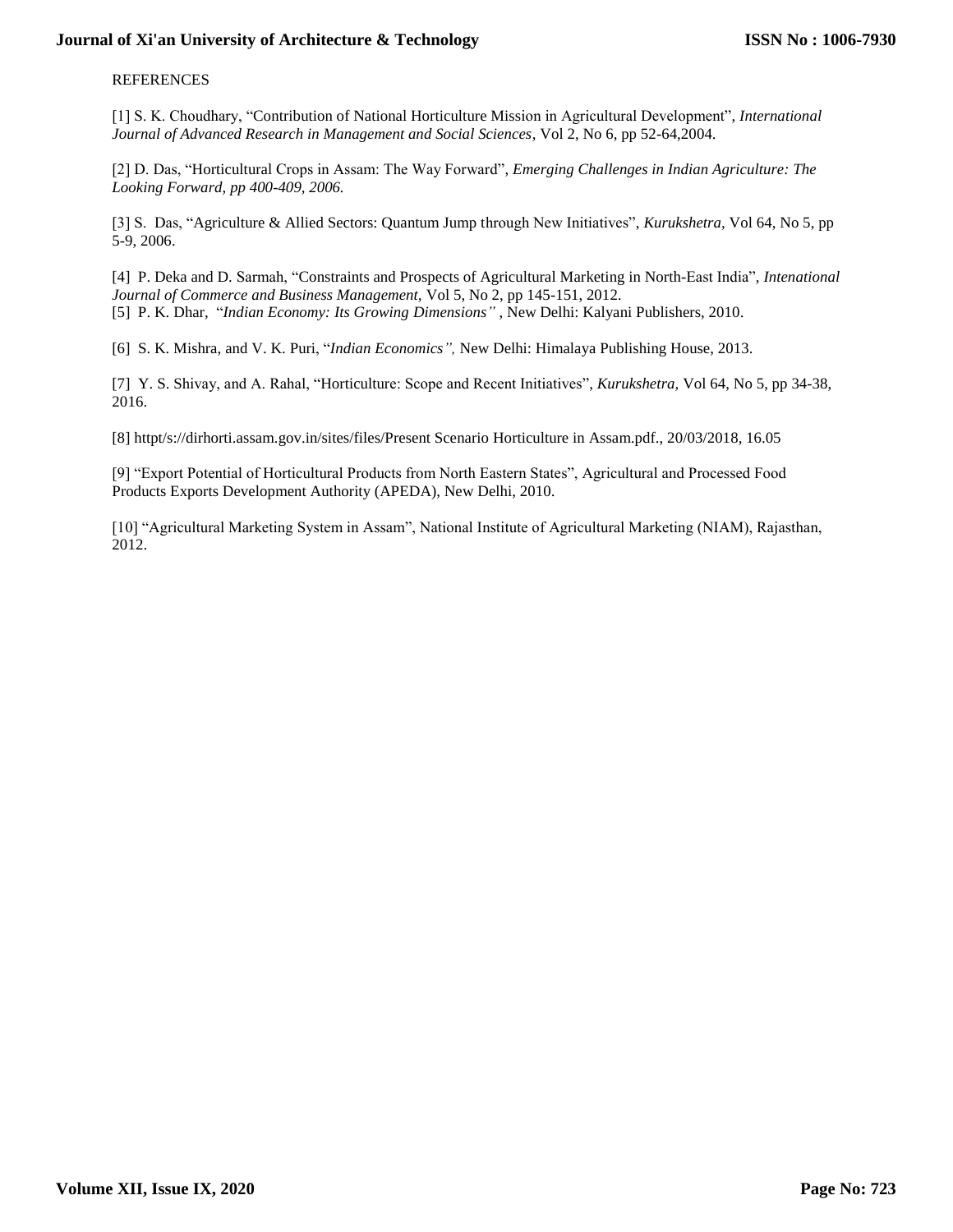REFERENCES

[1] S. K. Choudhary, "Contribution of National Horticulture Mission in Agricultural Development", *International Journal of Advanced Research in Management and Social Sciences*, Vol 2, No 6, pp 52-64,2004.

[2] D. Das, "Horticultural Crops in Assam: The Way Forward", *Emerging Challenges in Indian Agriculture: The Looking Forward, pp 400-409, 2006.*

[3] S. Das, "Agriculture & Allied Sectors: Quantum Jump through New Initiatives", *Kurukshetra,* Vol 64, No 5, pp 5-9, 2006.

[4] P. Deka and D. Sarmah, "Constraints and Prospects of Agricultural Marketing in North-East India", *Intenational Journal of Commerce and Business Management,* Vol 5, No 2, pp 145-151, 2012.

[5] P. K. Dhar, "*Indian Economy: Its Growing Dimensions"* , New Delhi: Kalyani Publishers, 2010.

[6] S. K. Mishra, and V. K. Puri, "*Indian Economics",* New Delhi: Himalaya Publishing House, 2013.

[7] Y. S. Shivay, and A. Rahal, "Horticulture: Scope and Recent Initiatives", *Kurukshetra,* Vol 64, No 5, pp 34-38, 2016.

[8] httpt/s://dirhorti.assam.gov.in/sites/files/Present Scenario Horticulture in Assam.pdf., 20/03/2018, 16.05

[9] "Export Potential of Horticultural Products from North Eastern States", Agricultural and Processed Food Products Exports Development Authority (APEDA), New Delhi, 2010.

[10] "Agricultural Marketing System in Assam", National Institute of Agricultural Marketing (NIAM), Rajasthan, 2012.